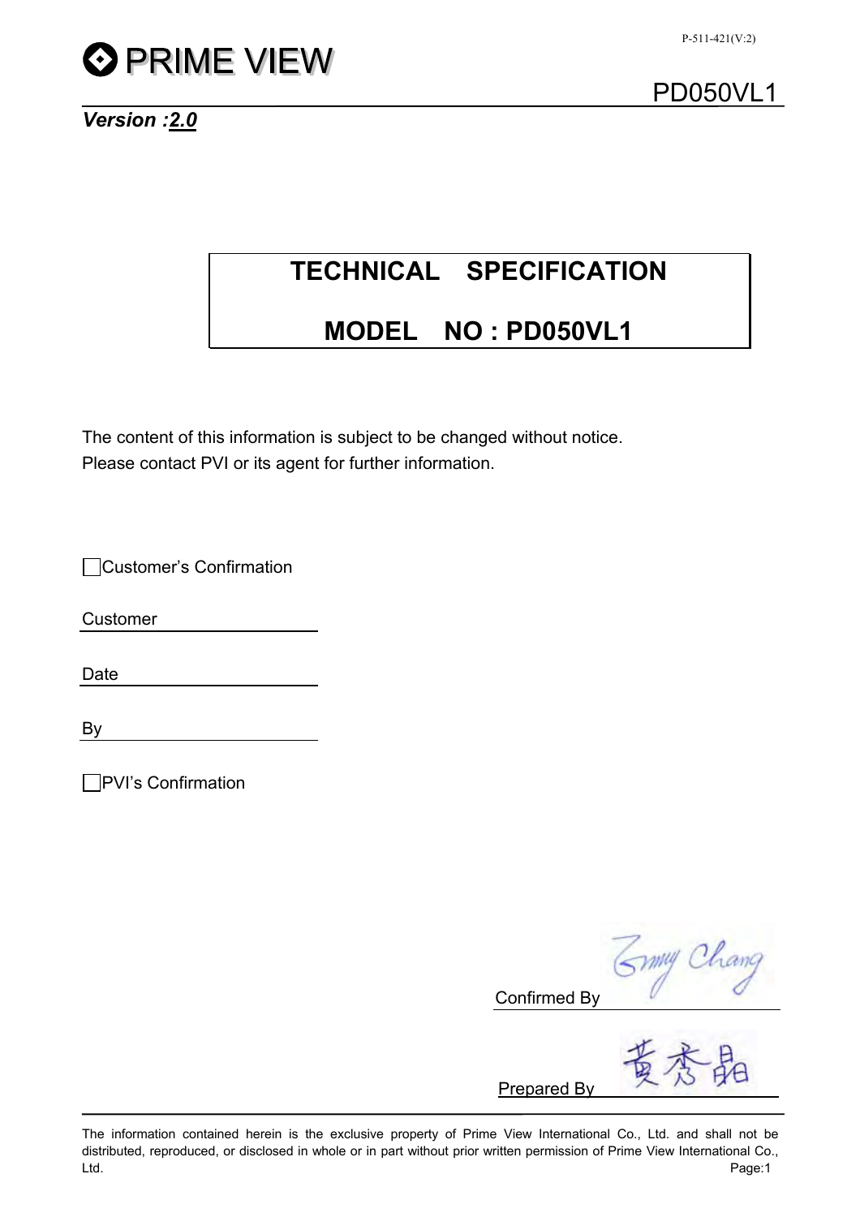PRIME VIEW

P-511-421(V:2)

PD050VL1

*Version :2.0*

# TECHNICAL SPECIFICATION

# MODEL NO : PD050VL1

The content of this information is subject to be changed without notice.
Please contact PVI or its agent for further information.

☐ Customer's Confirmation

Customer ____________________

Date ____________________

By ____________________

☐ PVI's Confirmation

Confirmed By Emmy Chang

Prepared By 黃秀晶

The information contained herein is the exclusive property of Prime View International Co., Ltd. and shall not be distributed, reproduced, or disclosed in whole or in part without prior written permission of Prime View International Co., Ltd.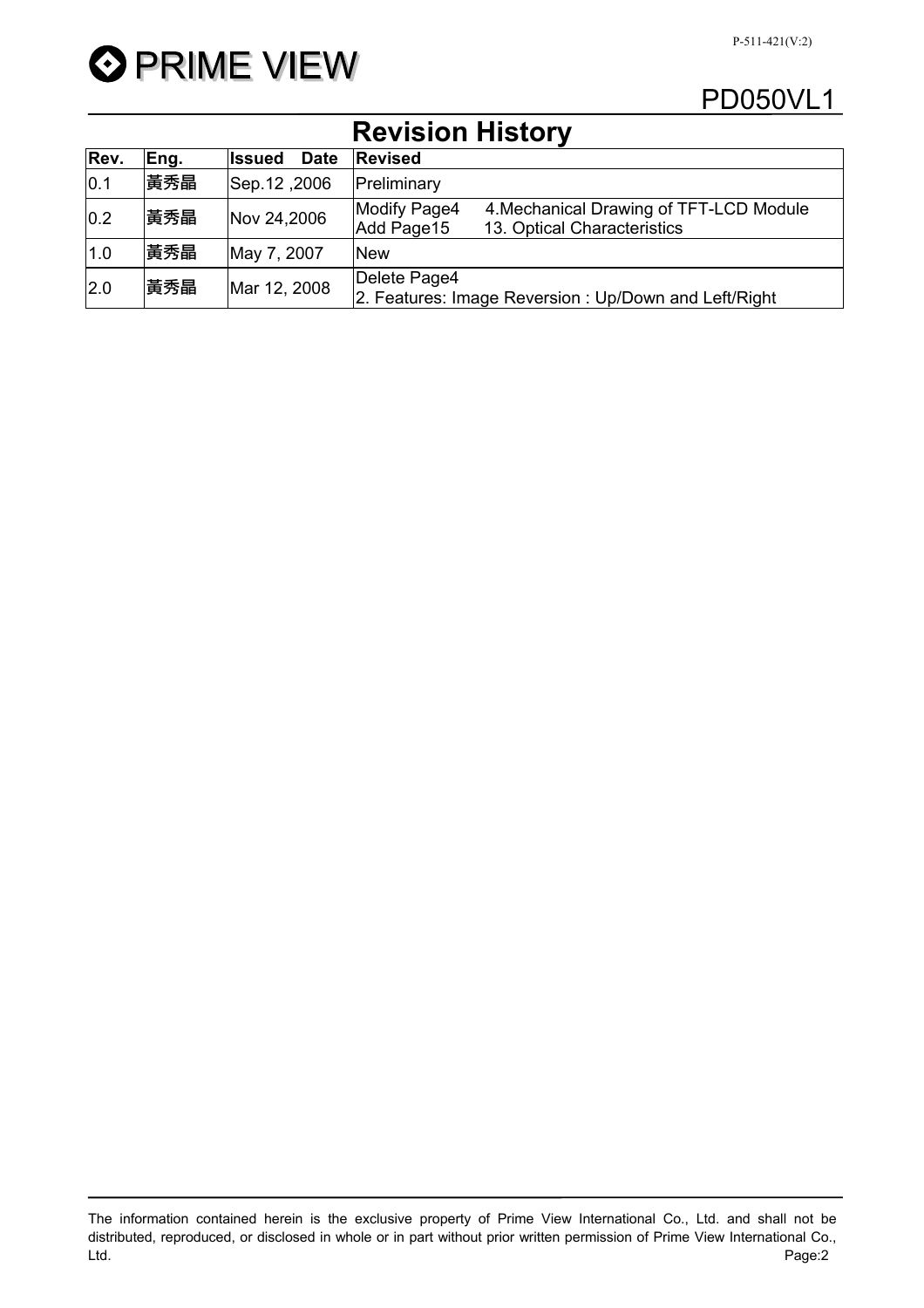# Revision History

| Rev. | Eng. | Issued Date | Revised |
|---|---|---|---|
| 0.1 | 黃秀晶 | Sep.12 ,2006 | Preliminary |
| 0.2 | 黃秀晶 | Nov 24,2006 | Modify Page4 4.Mechanical Drawing of TFT-LCD Module<br>Add Page15 13. Optical Characteristics |
| 1.0 | 黃秀晶 | May 7, 2007 | New |
| 2.0 | 黃秀晶 | Mar 12, 2008 | Delete Page4<br>2. Features: Image Reversion : Up/Down and Left/Right |

The information contained herein is the exclusive property of Prime View International Co., Ltd. and shall not be distributed, reproduced, or disclosed in whole or in part without prior written permission of Prime View International Co., Ltd.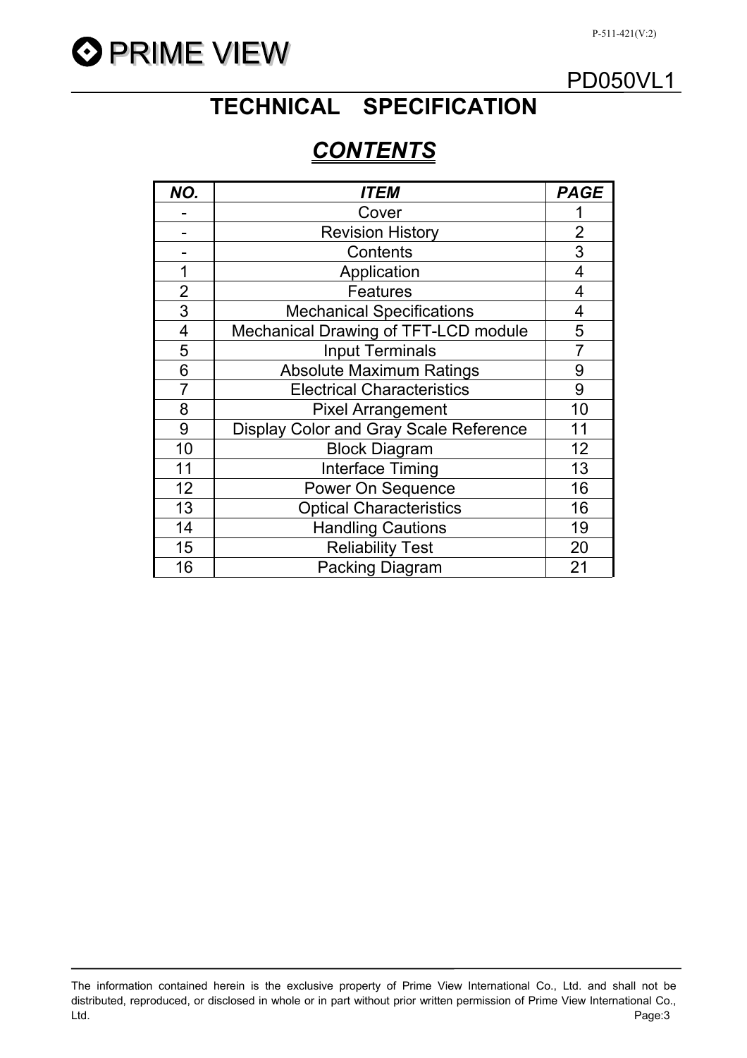# TECHNICAL SPECIFICATION

## *CONTENTS*

| *NO.* | *ITEM* | *PAGE* |
|---|---|---|
| - | Cover | 1 |
| - | Revision History | 2 |
| - | Contents | 3 |
| 1 | Application | 4 |
| 2 | Features | 4 |
| 3 | Mechanical Specifications | 4 |
| 4 | Mechanical Drawing of TFT-LCD module | 5 |
| 5 | Input Terminals | 7 |
| 6 | Absolute Maximum Ratings | 9 |
| 7 | Electrical Characteristics | 9 |
| 8 | Pixel Arrangement | 10 |
| 9 | Display Color and Gray Scale Reference | 11 |
| 10 | Block Diagram | 12 |
| 11 | Interface Timing | 13 |
| 12 | Power On Sequence | 16 |
| 13 | Optical Characteristics | 16 |
| 14 | Handling Cautions | 19 |
| 15 | Reliability Test | 20 |
| 16 | Packing Diagram | 21 |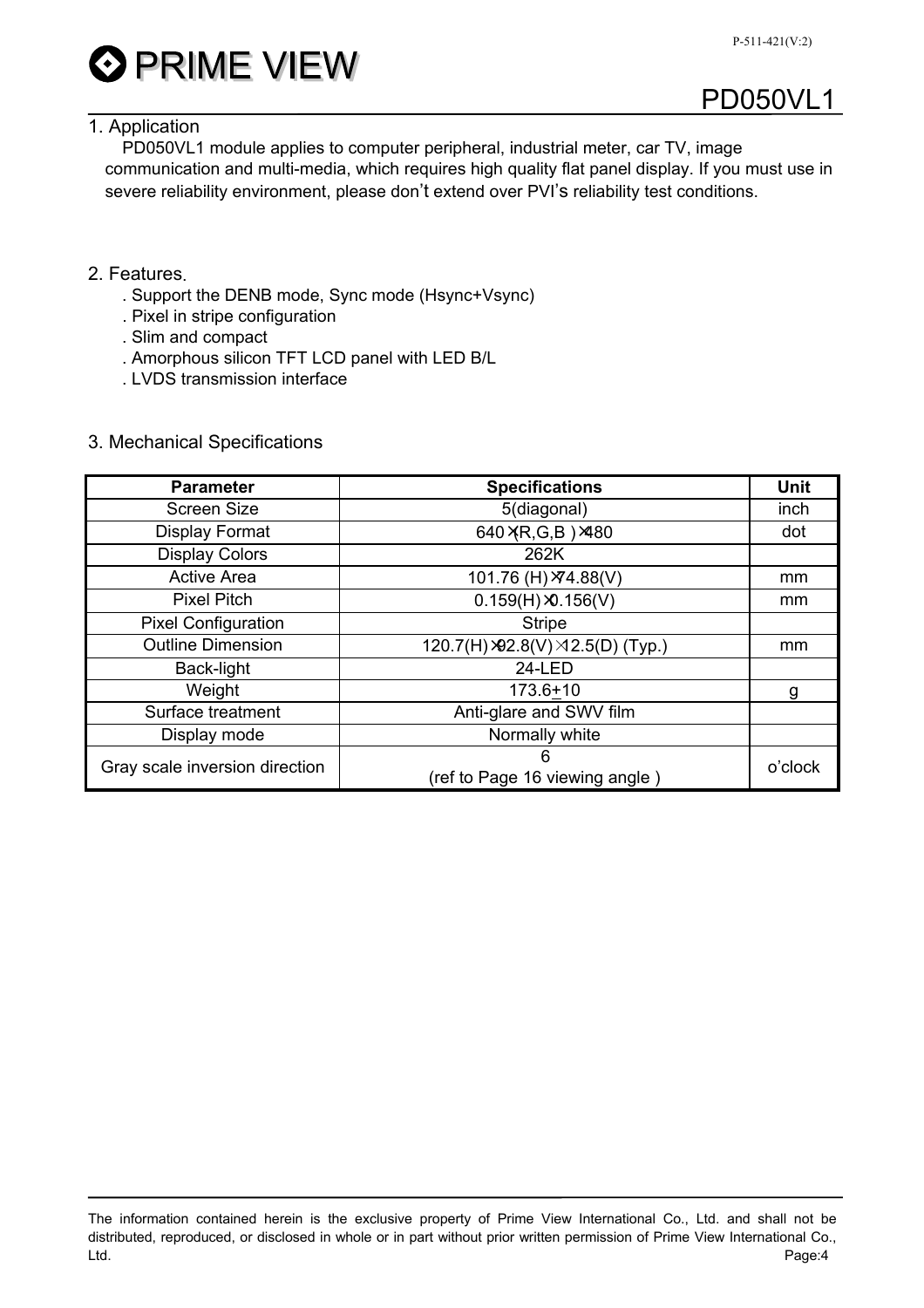## 1. Application

PD050VL1 module applies to computer peripheral, industrial meter, car TV, image communication and multi-media, which requires high quality flat panel display. If you must use in severe reliability environment, please don't extend over PVI's reliability test conditions.

## 2. Features.

. Support the DENB mode, Sync mode (Hsync+Vsync)
. Pixel in stripe configuration
. Slim and compact
. Amorphous silicon TFT LCD panel with LED B/L
. LVDS transmission interface

## 3. Mechanical Specifications

| Parameter | Specifications | Unit |
|---|---|---|
| Screen Size | 5(diagonal) | inch |
| Display Format | 640 ×(R,G,B )×480 | dot |
| Display Colors | 262K | |
| Active Area | 101.76 (H)×74.88(V) | mm |
| Pixel Pitch | 0.159(H)×0.156(V) | mm |
| Pixel Configuration | Stripe | |
| Outline Dimension | 120.7(H)×92.8(V)×12.5(D) (Typ.) | mm |
| Back-light | 24-LED | |
| Weight | 173.6±10 | g |
| Surface treatment | Anti-glare and SWV film | |
| Display mode | Normally white | |
| Gray scale inversion direction | 6<br>(ref to Page 16 viewing angle ) | o'clock |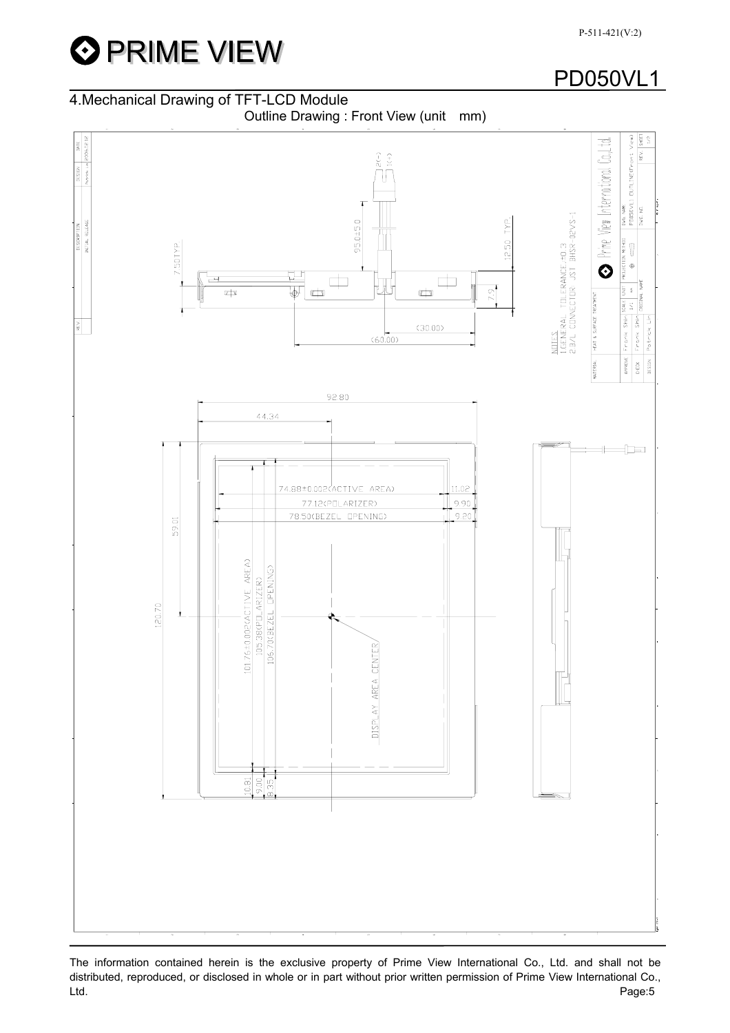## 4.Mechanical Drawing of TFT-LCD Module

Outline Drawing : Front View (unit mm)

NOTES

1.GENERAL TOLERANCE:±0.3

2.B/L CONNECTOR: JST BHSR-02VS-1

2(-)
1(+)

95.0±5.0

12.50 TYP.

7.50TYP.

7.9

(30.00)

(60.00)

92.80

44.34

74.88±0.002(ACTIVE AREA)

77.12(POLARIZER)

78.50(BEZEL OPENING)

11.02

9.90

9.20

59.01

120.70

101.76±0.002(ACTIVE AREA)

105.38(POLARIZER)

106.70(BEZEL OPENING)

DISPLAY AREA CENTER

10.81

9.00

8.35

Prime View International Co.,Ltd.

DWG. NAME: PD050VL1 OUTLINE(Front View)

SCALE 1/1 UNIT mm

SHEET 1/2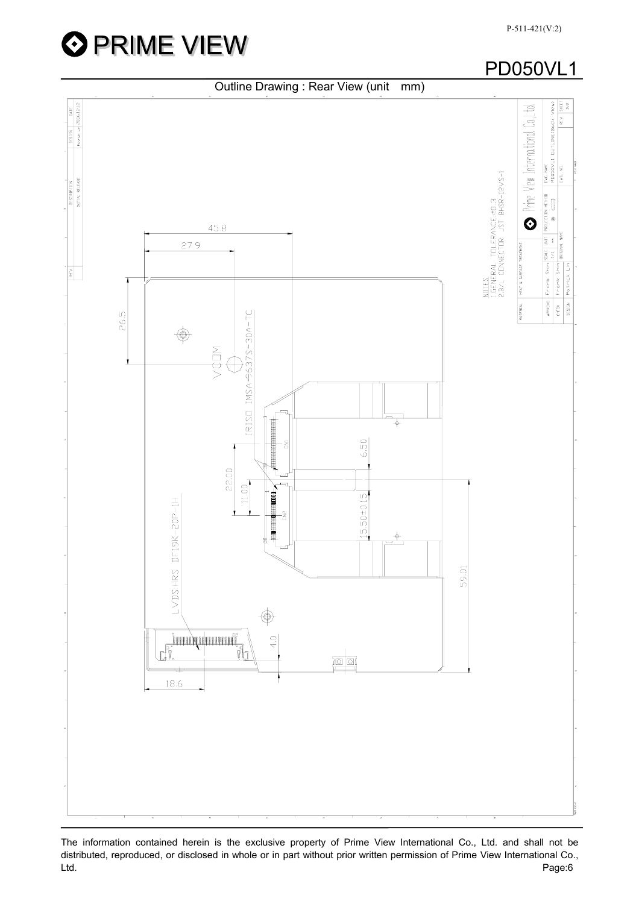# PD050VL1

## Outline Drawing : Rear View (unit mm)

45.8

27.9

26.5

VCOM

IRISO IMSA-9637S-30A-TC

22.00

11.00

6.50

15.50±0.15

59.01

LVDS HRS DF19K-20P-1H

4.0

18.6

NOTES

1.GENERAL TOLERANCE:±0.3

2.B/L CONNECTOR JST BHSR-02VS-1

Prime View International Co., Ltd

DWG. NAME: PD050VL1 OUTLINE(Back View)

The information contained herein is the exclusive property of Prime View International Co., Ltd. and shall not be distributed, reproduced, or disclosed in whole or in part without prior written permission of Prime View International Co., Ltd.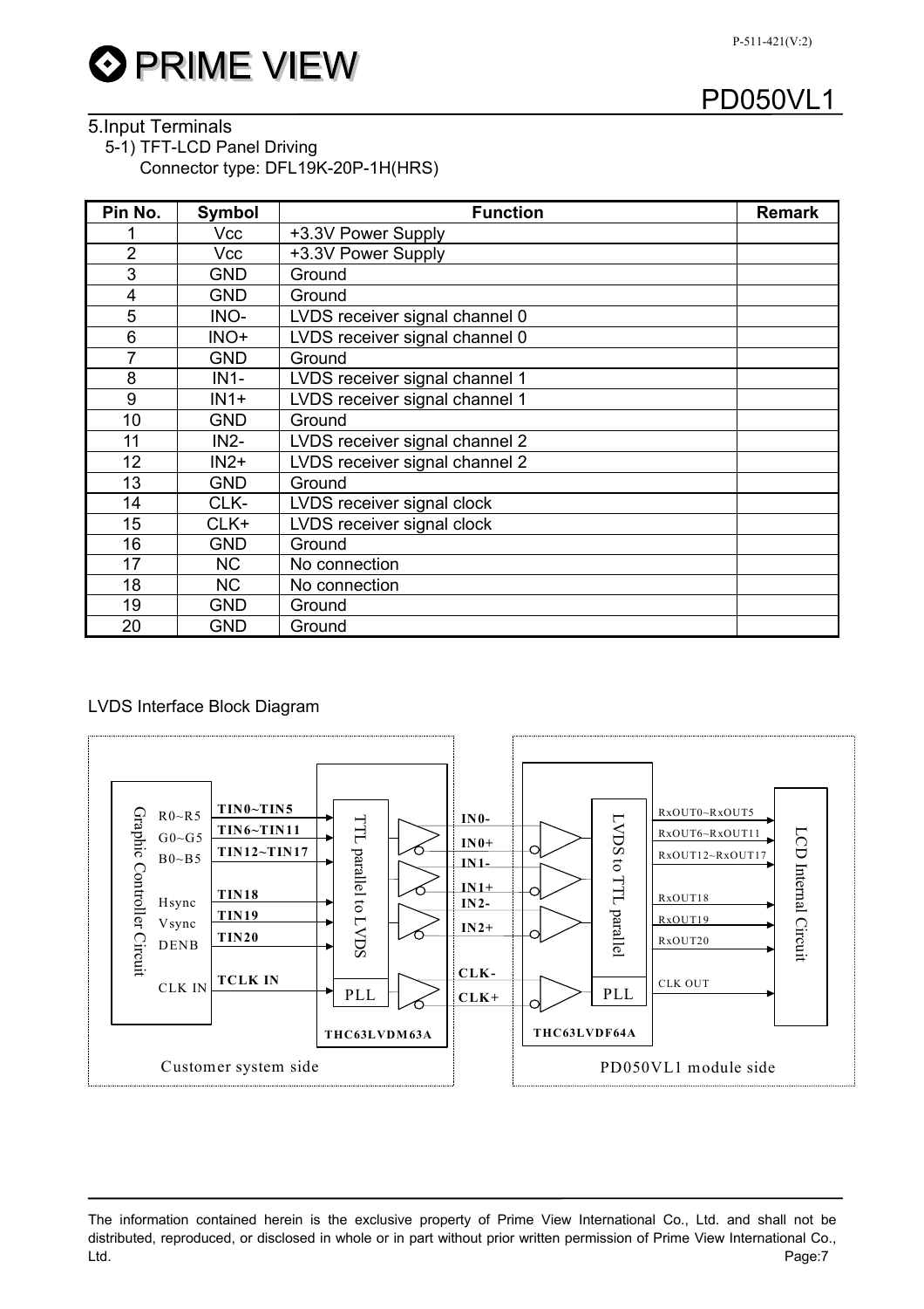## 5.Input Terminals

5-1) TFT-LCD Panel Driving

Connector type: DFL19K-20P-1H(HRS)

| Pin No. | Symbol | Function | Remark |
|---|---|---|---|
| 1 | Vcc | +3.3V Power Supply | |
| 2 | Vcc | +3.3V Power Supply | |
| 3 | GND | Ground | |
| 4 | GND | Ground | |
| 5 | INO- | LVDS receiver signal channel 0 | |
| 6 | INO+ | LVDS receiver signal channel 0 | |
| 7 | GND | Ground | |
| 8 | IN1- | LVDS receiver signal channel 1 | |
| 9 | IN1+ | LVDS receiver signal channel 1 | |
| 10 | GND | Ground | |
| 11 | IN2- | LVDS receiver signal channel 2 | |
| 12 | IN2+ | LVDS receiver signal channel 2 | |
| 13 | GND | Ground | |
| 14 | CLK- | LVDS receiver signal clock | |
| 15 | CLK+ | LVDS receiver signal clock | |
| 16 | GND | Ground | |
| 17 | NC | No connection | |
| 18 | NC | No connection | |
| 19 | GND | Ground | |
| 20 | GND | Ground | |

LVDS Interface Block Diagram

Graphic Controller Circuit: R0~R5, G0~G5, B0~B5, Hsync, Vsync, DENB, CLK IN

TIN0~TIN5, TIN6~TIN11, TIN12~TIN17, TIN18, TIN19, TIN20, TCLK IN

TTL parallel to LVDS, PLL, THC63LVDM63A

IN0-, IN0+, IN1-, IN1+, IN2-, IN2+, CLK-, CLK+

LVDS to TTL parallel, PLL, THC63LVDF64A

RxOUT0~RxOUT5, RxOUT6~RxOUT11, RxOUT12~RxOUT17, RxOUT18, RxOUT19, RxOUT20, CLK OUT

LCD Internal Circuit

Customer system side — PD050VL1 module side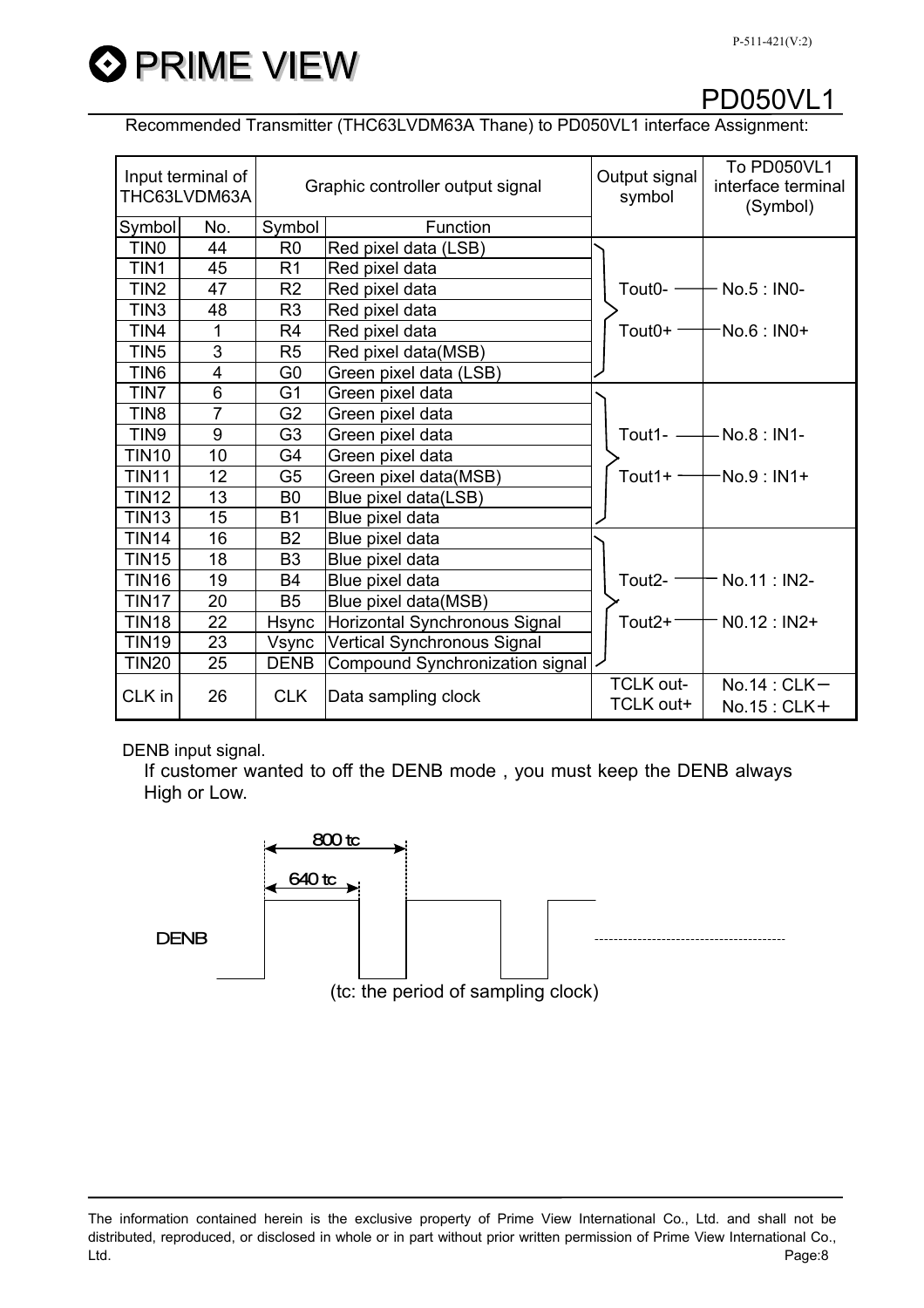Recommended Transmitter (THC63LVDM63A Thane) to PD050VL1 interface Assignment:

| Input terminal of THC63LVDM63A | | Graphic controller output signal | | Output signal symbol | To PD050VL1 interface terminal (Symbol) |
|---|---|---|---|---|---|
| Symbol | No. | Symbol | Function | | |
| TIN0 | 44 | R0 | Red pixel data (LSB) | Tout0- | No.5 : IN0- |
| TIN1 | 45 | R1 | Red pixel data | Tout0+ | No.6 : IN0+ |
| TIN2 | 47 | R2 | Red pixel data | | |
| TIN3 | 48 | R3 | Red pixel data | | |
| TIN4 | 1 | R4 | Red pixel data | | |
| TIN5 | 3 | R5 | Red pixel data(MSB) | | |
| TIN6 | 4 | G0 | Green pixel data (LSB) | | |
| TIN7 | 6 | G1 | Green pixel data | Tout1- | No.8 : IN1- |
| TIN8 | 7 | G2 | Green pixel data | Tout1+ | No.9 : IN1+ |
| TIN9 | 9 | G3 | Green pixel data | | |
| TIN10 | 10 | G4 | Green pixel data | | |
| TIN11 | 12 | G5 | Green pixel data(MSB) | | |
| TIN12 | 13 | B0 | Blue pixel data(LSB) | | |
| TIN13 | 15 | B1 | Blue pixel data | | |
| TIN14 | 16 | B2 | Blue pixel data | Tout2- | No.11 : IN2- |
| TIN15 | 18 | B3 | Blue pixel data | Tout2+ | N0.12 : IN2+ |
| TIN16 | 19 | B4 | Blue pixel data | | |
| TIN17 | 20 | B5 | Blue pixel data(MSB) | | |
| TIN18 | 22 | Hsync | Horizontal Synchronous Signal | | |
| TIN19 | 23 | Vsync | Vertical Synchronous Signal | | |
| TIN20 | 25 | DENB | Compound Synchronization signal | | |
| CLK in | 26 | CLK | Data sampling clock | TCLK out-<br>TCLK out+ | No.14 : CLK－<br>No.15 : CLK＋ |

DENB input signal.

If customer wanted to off the DENB mode , you must keep the DENB always High or Low.

800 tc

640 tc

DENB

(tc: the period of sampling clock)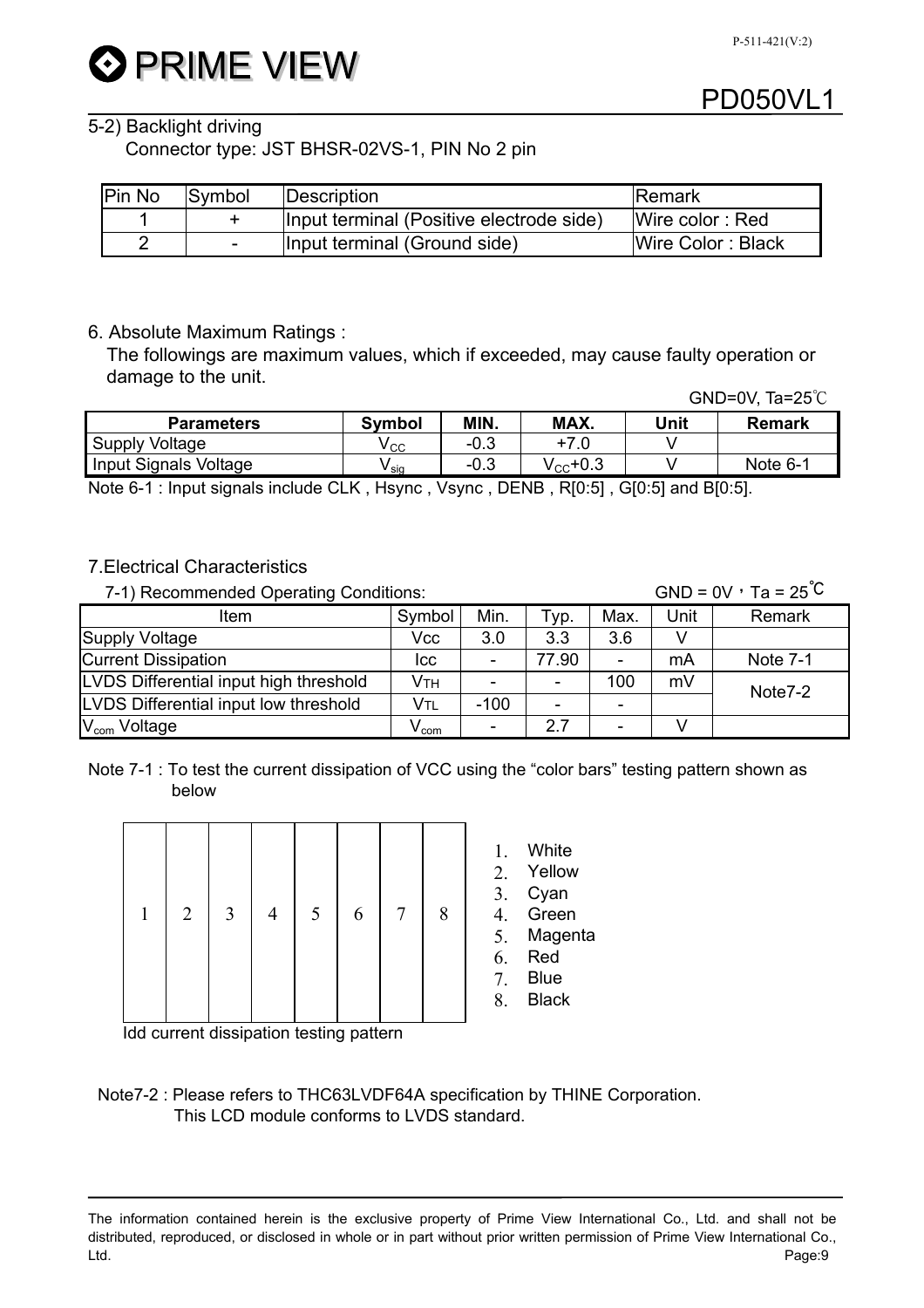5-2) Backlight driving

Connector type: JST BHSR-02VS-1, PIN No 2 pin

| Pin No | Symbol | Description | Remark |
|---|---|---|---|
| 1 | + | Input terminal (Positive electrode side) | Wire color : Red |
| 2 | - | Input terminal (Ground side) | Wire Color : Black |

6. Absolute Maximum Ratings :

The followings are maximum values, which if exceeded, may cause faulty operation or damage to the unit.

GND=0V, Ta=25℃

| Parameters | Symbol | MIN. | MAX. | Unit | Remark |
|---|---|---|---|---|---|
| Supply Voltage | $V_{CC}$ | -0.3 | +7.0 | V | |
| Input Signals Voltage | $V_{sig}$ | -0.3 | $V_{CC}$+0.3 | V | Note 6-1 |

Note 6-1 : Input signals include CLK , Hsync , Vsync , DENB , R[0:5] , G[0:5] and B[0:5].

7.Electrical Characteristics

7-1) Recommended Operating Conditions: GND = 0V，Ta = 25℃

| Item | Symbol | Min. | Typ. | Max. | Unit | Remark |
|---|---|---|---|---|---|---|
| Supply Voltage | Vcc | 3.0 | 3.3 | 3.6 | V | |
| Current Dissipation | Icc | - | 77.90 | - | mA | Note 7-1 |
| LVDS Differential input high threshold | $V_{TH}$ | - | - | 100 | mV | Note7-2 |
| LVDS Differential input low threshold | $V_{TL}$ | -100 | - | - | | |
| $V_{com}$ Voltage | $V_{com}$ | - | 2.7 | - | V | |

Note 7-1 : To test the current dissipation of VCC using the “color bars” testing pattern shown as below

| 1 | 2 | 3 | 4 | 5 | 6 | 7 | 8 |
|---|---|---|---|---|---|---|---|

Idd current dissipation testing pattern

1. White
2. Yellow
3. Cyan
4. Green
5. Magenta
6. Red
7. Blue
8. Black

Note7-2 : Please refers to THC63LVDF64A specification by THINE Corporation.
This LCD module conforms to LVDS standard.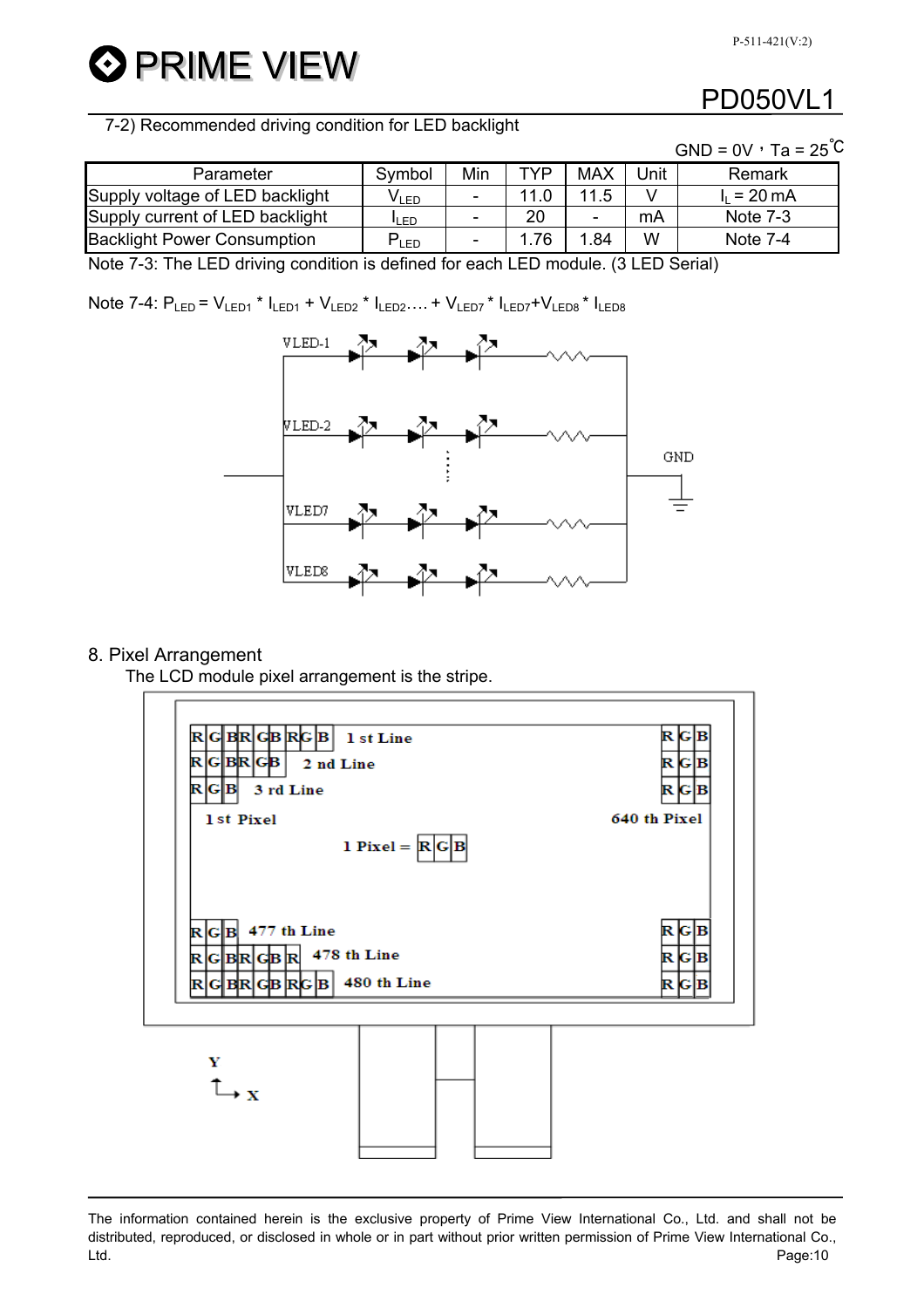### 7-2) Recommended driving condition for LED backlight

GND = 0V，Ta = 25℃

| Parameter | Symbol | Min | TYP | MAX | Unit | Remark |
|---|---|---|---|---|---|---|
| Supply voltage of LED backlight | $V_{LED}$ | - | 11.0 | 11.5 | V | $I_L$ = 20 mA |
| Supply current of LED backlight | $I_{LED}$ | - | 20 | - | mA | Note 7-3 |
| Backlight Power Consumption | $P_{LED}$ | - | 1.76 | 1.84 | W | Note 7-4 |

Note 7-3: The LED driving condition is defined for each LED module. (3 LED Serial)

Note 7-4: $P_{LED} = V_{LED1} * I_{LED1} + V_{LED2} * I_{LED2} \ldots + V_{LED7} * I_{LED7} + V_{LED8} * I_{LED8}$

VLED-1

VLED-2

VLED7

VLED8

GND

## 8. Pixel Arrangement

The LCD module pixel arrangement is the stripe.

1 st Line

2 nd Line

3 rd Line

1 st Pixel

640 th Pixel

1 Pixel = R G B

477 th Line

478 th Line

480 th Line

Y

X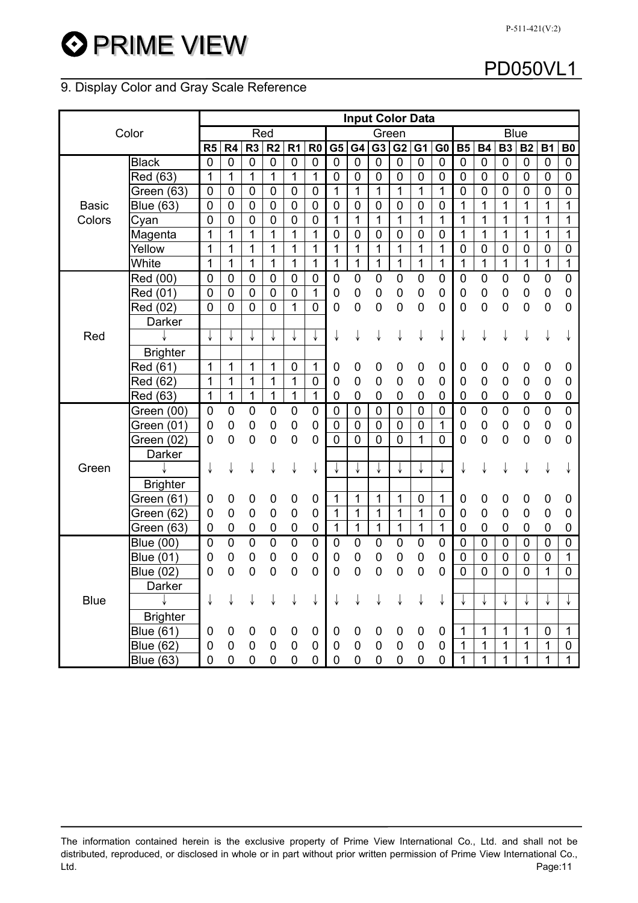## 9. Display Color and Gray Scale Reference

| Color | | Input Color Data | | | | | | | | | | | | | | | | | |
|---|---|---|---|---|---|---|---|---|---|---|---|---|---|---|---|---|---|---|---|
| | | Red | | | | | | Green | | | | | | Blue | | | | | |
| | | R5 | R4 | R3 | R2 | R1 | R0 | G5 | G4 | G3 | G2 | G1 | G0 | B5 | B4 | B3 | B2 | B1 | B0 |
| Basic Colors | Black | 0 | 0 | 0 | 0 | 0 | 0 | 0 | 0 | 0 | 0 | 0 | 0 | 0 | 0 | 0 | 0 | 0 | 0 |
| | Red (63) | 1 | 1 | 1 | 1 | 1 | 1 | 0 | 0 | 0 | 0 | 0 | 0 | 0 | 0 | 0 | 0 | 0 | 0 |
| | Green (63) | 0 | 0 | 0 | 0 | 0 | 0 | 1 | 1 | 1 | 1 | 1 | 1 | 0 | 0 | 0 | 0 | 0 | 0 |
| | Blue (63) | 0 | 0 | 0 | 0 | 0 | 0 | 0 | 0 | 0 | 0 | 0 | 0 | 1 | 1 | 1 | 1 | 1 | 1 |
| | Cyan | 0 | 0 | 0 | 0 | 0 | 0 | 1 | 1 | 1 | 1 | 1 | 1 | 1 | 1 | 1 | 1 | 1 | 1 |
| | Magenta | 1 | 1 | 1 | 1 | 1 | 1 | 0 | 0 | 0 | 0 | 0 | 0 | 1 | 1 | 1 | 1 | 1 | 1 |
| | Yellow | 1 | 1 | 1 | 1 | 1 | 1 | 1 | 1 | 1 | 1 | 1 | 1 | 0 | 0 | 0 | 0 | 0 | 0 |
| | White | 1 | 1 | 1 | 1 | 1 | 1 | 1 | 1 | 1 | 1 | 1 | 1 | 1 | 1 | 1 | 1 | 1 | 1 |
| Red | Red (00) | 0 | 0 | 0 | 0 | 0 | 0 | 0 | 0 | 0 | 0 | 0 | 0 | 0 | 0 | 0 | 0 | 0 | 0 |
| | Red (01) | 0 | 0 | 0 | 0 | 0 | 1 | 0 | 0 | 0 | 0 | 0 | 0 | 0 | 0 | 0 | 0 | 0 | 0 |
| | Red (02) | 0 | 0 | 0 | 0 | 1 | 0 | 0 | 0 | 0 | 0 | 0 | 0 | 0 | 0 | 0 | 0 | 0 | 0 |
| | Darker ↓ Brighter | ↓ | ↓ | ↓ | ↓ | ↓ | ↓ | ↓ | ↓ | ↓ | ↓ | ↓ | ↓ | ↓ | ↓ | ↓ | ↓ | ↓ | ↓ |
| | Red (61) | 1 | 1 | 1 | 1 | 0 | 1 | 0 | 0 | 0 | 0 | 0 | 0 | 0 | 0 | 0 | 0 | 0 | 0 |
| | Red (62) | 1 | 1 | 1 | 1 | 1 | 0 | 0 | 0 | 0 | 0 | 0 | 0 | 0 | 0 | 0 | 0 | 0 | 0 |
| | Red (63) | 1 | 1 | 1 | 1 | 1 | 1 | 0 | 0 | 0 | 0 | 0 | 0 | 0 | 0 | 0 | 0 | 0 | 0 |
| Green | Green (00) | 0 | 0 | 0 | 0 | 0 | 0 | 0 | 0 | 0 | 0 | 0 | 0 | 0 | 0 | 0 | 0 | 0 | 0 |
| | Green (01) | 0 | 0 | 0 | 0 | 0 | 0 | 0 | 0 | 0 | 0 | 0 | 1 | 0 | 0 | 0 | 0 | 0 | 0 |
| | Green (02) | 0 | 0 | 0 | 0 | 0 | 0 | 0 | 0 | 0 | 0 | 1 | 0 | 0 | 0 | 0 | 0 | 0 | 0 |
| | Darker ↓ Brighter | ↓ | ↓ | ↓ | ↓ | ↓ | ↓ | ↓ | ↓ | ↓ | ↓ | ↓ | ↓ | ↓ | ↓ | ↓ | ↓ | ↓ | ↓ |
| | Green (61) | 0 | 0 | 0 | 0 | 0 | 0 | 1 | 1 | 1 | 1 | 0 | 1 | 0 | 0 | 0 | 0 | 0 | 0 |
| | Green (62) | 0 | 0 | 0 | 0 | 0 | 0 | 1 | 1 | 1 | 1 | 1 | 0 | 0 | 0 | 0 | 0 | 0 | 0 |
| | Green (63) | 0 | 0 | 0 | 0 | 0 | 0 | 1 | 1 | 1 | 1 | 1 | 1 | 0 | 0 | 0 | 0 | 0 | 0 |
| Blue | Blue (00) | 0 | 0 | 0 | 0 | 0 | 0 | 0 | 0 | 0 | 0 | 0 | 0 | 0 | 0 | 0 | 0 | 0 | 0 |
| | Blue (01) | 0 | 0 | 0 | 0 | 0 | 0 | 0 | 0 | 0 | 0 | 0 | 0 | 0 | 0 | 0 | 0 | 0 | 1 |
| | Blue (02) | 0 | 0 | 0 | 0 | 0 | 0 | 0 | 0 | 0 | 0 | 0 | 0 | 0 | 0 | 0 | 0 | 1 | 0 |
| | Darker ↓ Brighter | ↓ | ↓ | ↓ | ↓ | ↓ | ↓ | ↓ | ↓ | ↓ | ↓ | ↓ | ↓ | ↓ | ↓ | ↓ | ↓ | ↓ | ↓ |
| | Blue (61) | 0 | 0 | 0 | 0 | 0 | 0 | 0 | 0 | 0 | 0 | 0 | 0 | 1 | 1 | 1 | 1 | 0 | 1 |
| | Blue (62) | 0 | 0 | 0 | 0 | 0 | 0 | 0 | 0 | 0 | 0 | 0 | 0 | 1 | 1 | 1 | 1 | 1 | 0 |
| | Blue (63) | 0 | 0 | 0 | 0 | 0 | 0 | 0 | 0 | 0 | 0 | 0 | 0 | 1 | 1 | 1 | 1 | 1 | 1 |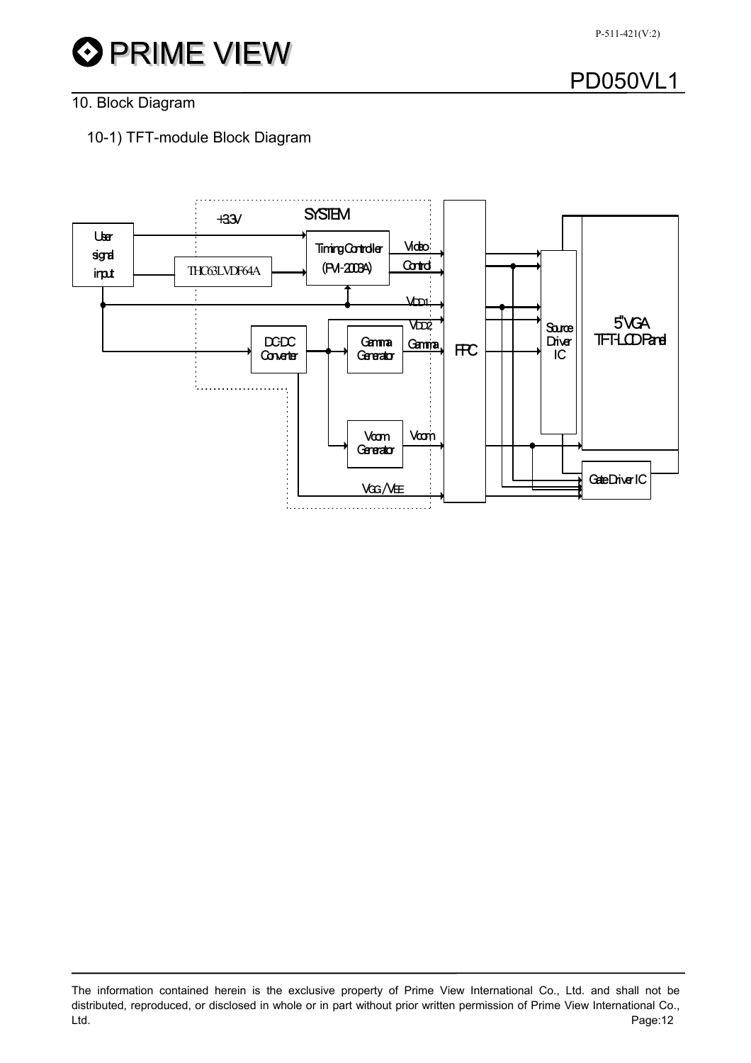## 10. Block Diagram

### 10-1) TFT-module Block Diagram

User signal input
+3.3V
SYSTEM
THC63LVDF64A
Timing Controller (PVI-2003A)
Video
Control
VDD1
VDD2
DC-DC Converter
Gamma Generator
Gamma
Vcom Generator
Vcom
VGG / VEE
FPC
Source Driver IC
5"VGA TFT-LCD Panel
Gate Driver IC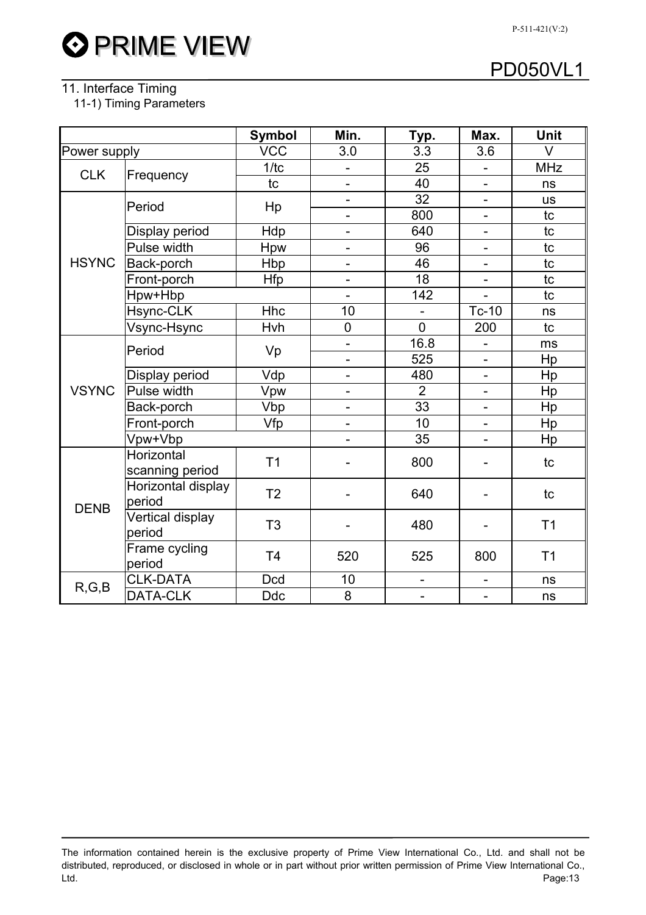## 11. Interface Timing

### 11-1) Timing Parameters

| | | Symbol | Min. | Typ. | Max. | Unit |
|---|---|---|---|---|---|---|
| Power supply | | VCC | 3.0 | 3.3 | 3.6 | V |
| CLK | Frequency | 1/tc | - | 25 | - | MHz |
| | | tc | - | 40 | - | ns |
| HSYNC | Period | Hp | - | 32 | - | us |
| | | | - | 800 | - | tc |
| | Display period | Hdp | - | 640 | - | tc |
| | Pulse width | Hpw | - | 96 | - | tc |
| | Back-porch | Hbp | - | 46 | - | tc |
| | Front-porch | Hfp | - | 18 | - | tc |
| | Hpw+Hbp | | - | 142 | - | tc |
| | Hsync-CLK | Hhc | 10 | - | Tc-10 | ns |
| | Vsync-Hsync | Hvh | 0 | 0 | 200 | tc |
| VSYNC | Period | Vp | - | 16.8 | - | ms |
| | | | - | 525 | - | Hp |
| | Display period | Vdp | - | 480 | - | Hp |
| | Pulse width | Vpw | - | 2 | - | Hp |
| | Back-porch | Vbp | - | 33 | - | Hp |
| | Front-porch | Vfp | - | 10 | - | Hp |
| | Vpw+Vbp | | - | 35 | - | Hp |
| DENB | Horizontal scanning period | T1 | - | 800 | - | tc |
| | Horizontal display period | T2 | - | 640 | - | tc |
| | Vertical display period | T3 | - | 480 | - | T1 |
| | Frame cycling period | T4 | 520 | 525 | 800 | T1 |
| R,G,B | CLK-DATA | Dcd | 10 | - | - | ns |
| | DATA-CLK | Ddc | 8 | - | - | ns |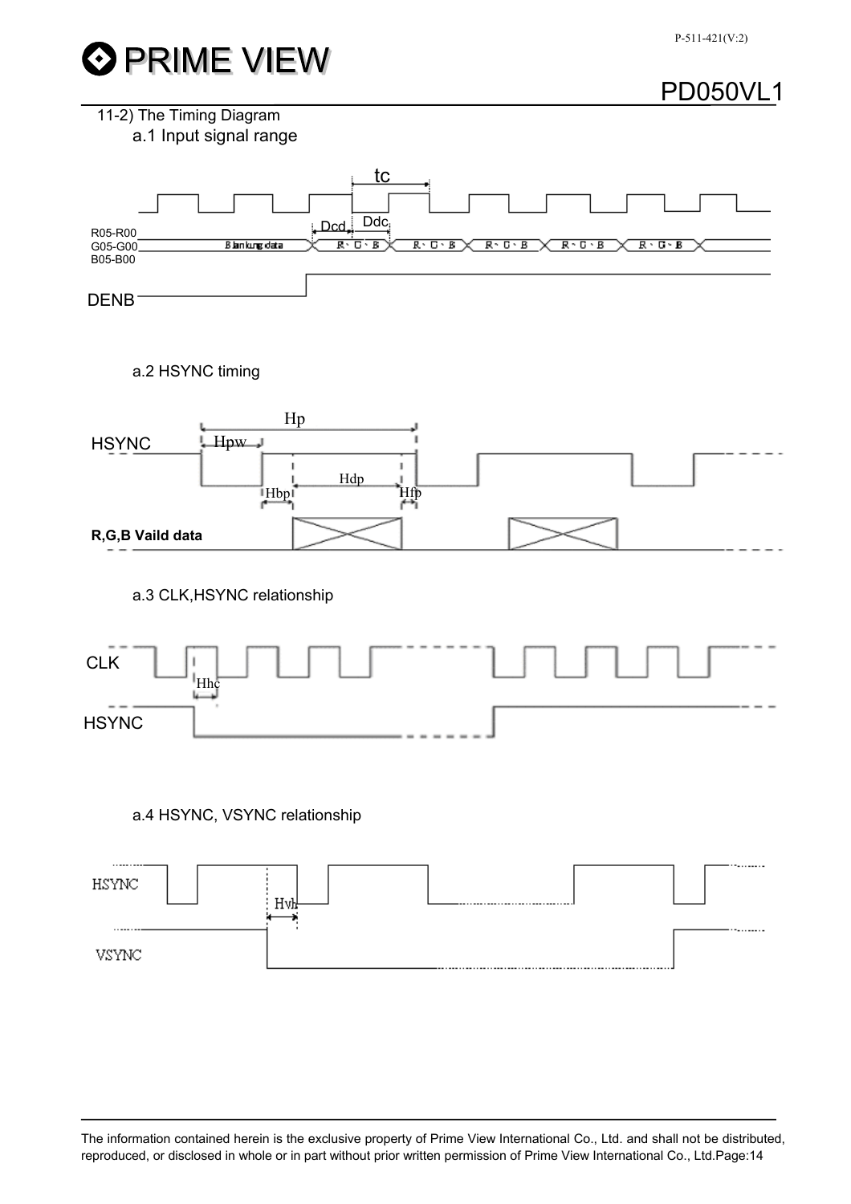11-2) The Timing Diagram

a.1 Input signal range

tc

Dcd Ddc

R05-R00
G05-G00
B05-B00

Blanking data

R、G、B

DENB

a.2 HSYNC timing

Hp

HSYNC Hpw

Hdp

Hbp Hfp

**R,G,B Vaild data**

a.3 CLK,HSYNC relationship

CLK

Hhc

HSYNC

a.4 HSYNC, VSYNC relationship

HSYNC

Hvh

VSYNC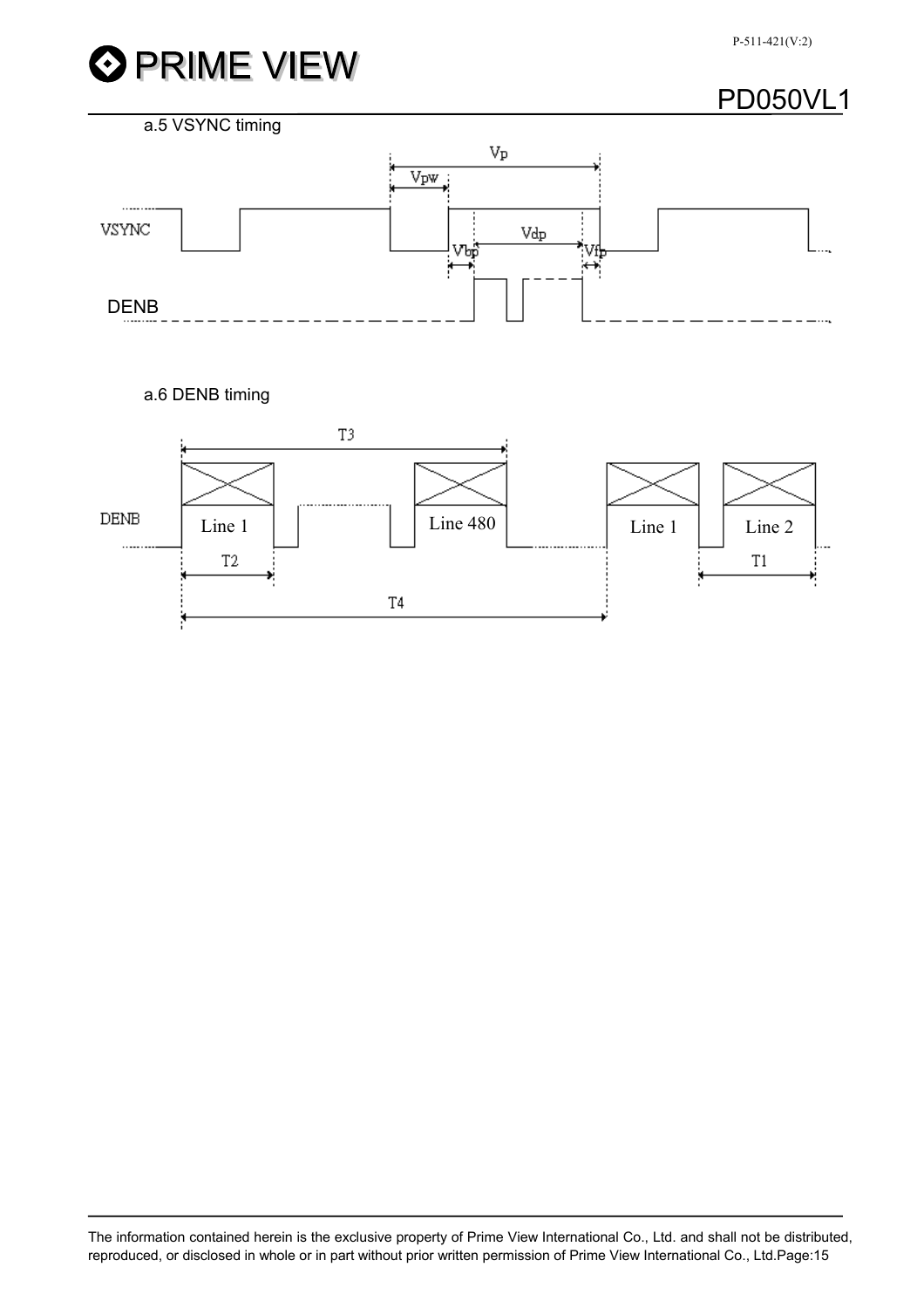a.5 VSYNC timing

VSYNC

Vp

Vpw

Vdp

Vbp

Vfp

DENB

a.6 DENB timing

T3

DENB

Line 1

Line 480

Line 1

Line 2

T2

T1

T4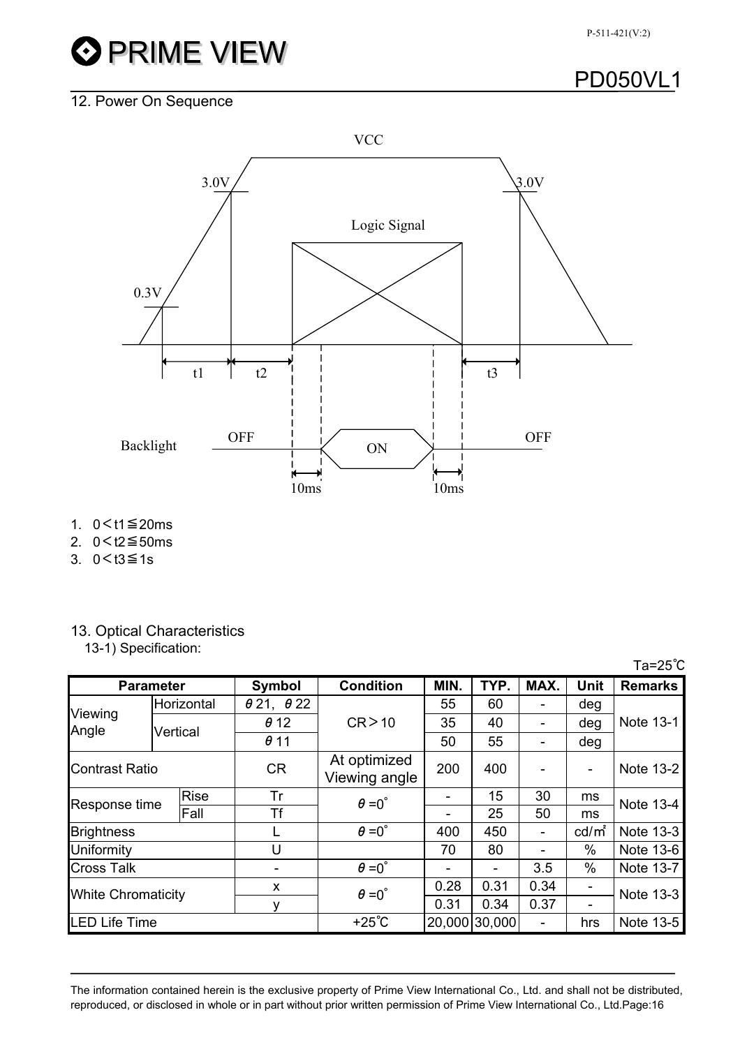## 12. Power On Sequence

VCC

3.0V 3.0V

Logic Signal

0.3V

t1 t2 t3

Backlight OFF ON OFF

10ms 10ms

1. 0＜t1≦20ms
2. 0＜t2≦50ms
3. 0＜t3≦1s

## 13. Optical Characteristics

13-1) Specification:

Ta=25℃

| Parameter | | Symbol | Condition | MIN. | TYP. | MAX. | Unit | Remarks |
|---|---|---|---|---|---|---|---|---|
| Viewing Angle | Horizontal | θ21, θ22 | CR＞10 | 55 | 60 | - | deg | Note 13-1 |
| | Vertical | θ12 | | 35 | 40 | - | deg | |
| | | θ11 | | 50 | 55 | - | deg | |
| Contrast Ratio | | CR | At optimized Viewing angle | 200 | 400 | - | - | Note 13-2 |
| Response time | Rise | Tr | θ=0° | - | 15 | 30 | ms | Note 13-4 |
| | Fall | Tf | | - | 25 | 50 | ms | |
| Brightness | | L | θ=0° | 400 | 450 | - | cd/m² | Note 13-3 |
| Uniformity | | U | | 70 | 80 | - | % | Note 13-6 |
| Cross Talk | | - | θ=0° | - | - | 3.5 | % | Note 13-7 |
| White Chromaticity | | x | θ=0° | 0.28 | 0.31 | 0.34 | - | Note 13-3 |
| | | y | | 0.31 | 0.34 | 0.37 | - | |
| LED Life Time | | | +25℃ | 20,000 | 30,000 | - | hrs | Note 13-5 |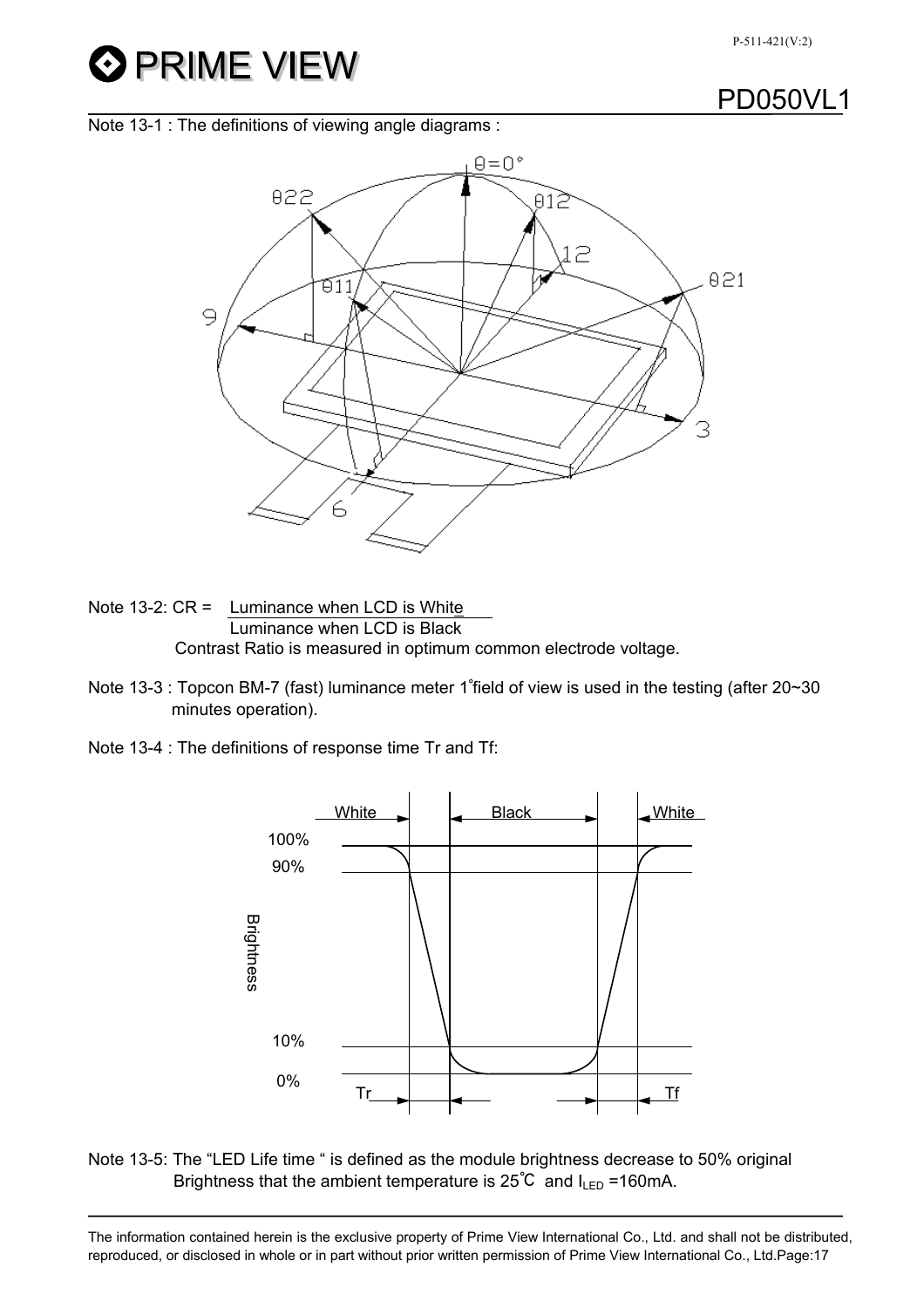Note 13-1 : The definitions of viewing angle diagrams :

Note 13-2: CR = $\frac{\text{Luminance when LCD is White}}{\text{Luminance when LCD is Black}}$

Contrast Ratio is measured in optimum common electrode voltage.

Note 13-3 : Topcon BM-7 (fast) luminance meter 1°field of view is used in the testing (after 20~30 minutes operation).

Note 13-4 : The definitions of response time Tr and Tf:

Note 13-5: The “LED Life time “ is defined as the module brightness decrease to 50% original Brightness that the ambient temperature is 25℃ and $I_{LED}$ =160mA.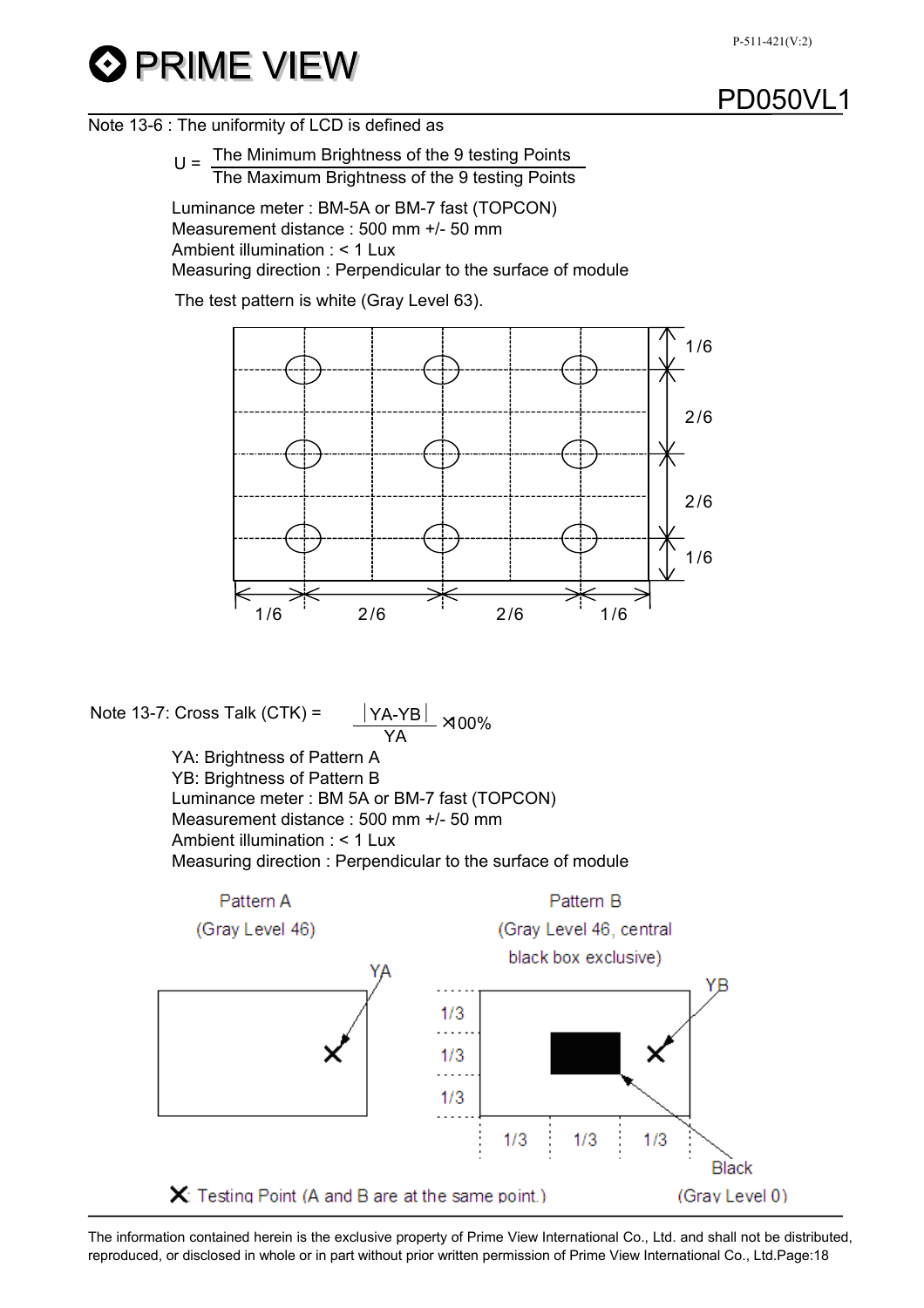Note 13-6 : The uniformity of LCD is defined as

$$U = \frac{\text{The Minimum Brightness of the 9 testing Points}}{\text{The Maximum Brightness of the 9 testing Points}}$$

Luminance meter : BM-5A or BM-7 fast (TOPCON)
Measurement distance : 500 mm +/- 50 mm
Ambient illumination : < 1 Lux
Measuring direction : Perpendicular to the surface of module

The test pattern is white (Gray Level 63).

1/6
2/6
2/6
1/6

1/6 2/6 2/6 1/6

Note 13-7: Cross Talk (CTK) = $\frac{|YA-YB|}{YA} \times 100\%$

YA: Brightness of Pattern A
YB: Brightness of Pattern B
Luminance meter : BM 5A or BM-7 fast (TOPCON)
Measurement distance : 500 mm +/- 50 mm
Ambient illumination : < 1 Lux
Measuring direction : Perpendicular to the surface of module

Pattern A
(Gray Level 46)

YA

Pattern B
(Gray Level 46, central black box exclusive)

YB

1/3
1/3
1/3

1/3 1/3 1/3

Black
(Gray Level 0)

✕: Testing Point (A and B are at the same point.)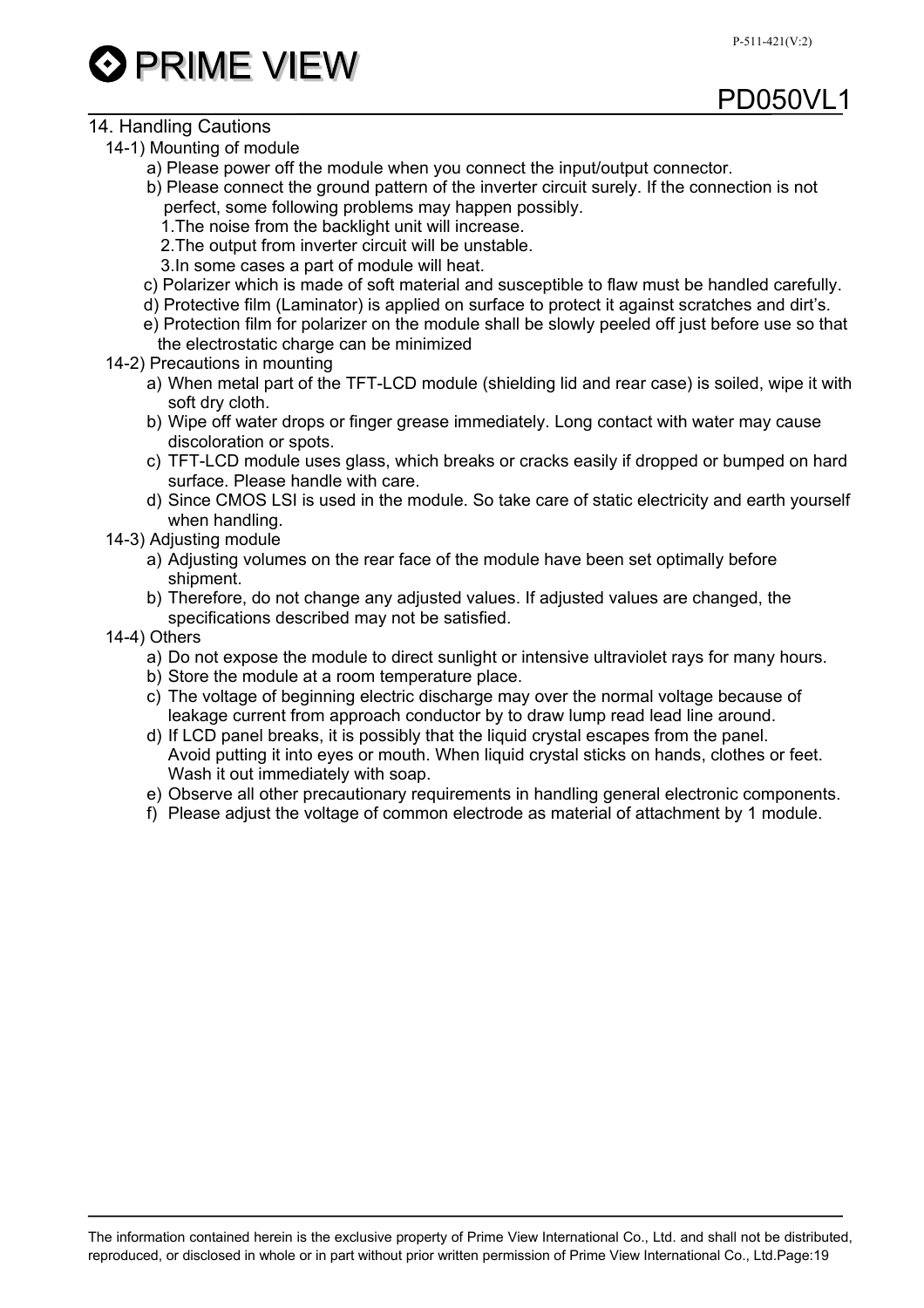## 14. Handling Cautions

14-1) Mounting of module

a) Please power off the module when you connect the input/output connector.

b) Please connect the ground pattern of the inverter circuit surely. If the connection is not perfect, some following problems may happen possibly.

1.The noise from the backlight unit will increase.

2.The output from inverter circuit will be unstable.

3.In some cases a part of module will heat.

c) Polarizer which is made of soft material and susceptible to flaw must be handled carefully.

d) Protective film (Laminator) is applied on surface to protect it against scratches and dirt's.

e) Protection film for polarizer on the module shall be slowly peeled off just before use so that the electrostatic charge can be minimized

14-2) Precautions in mounting

a) When metal part of the TFT-LCD module (shielding lid and rear case) is soiled, wipe it with soft dry cloth.

b) Wipe off water drops or finger grease immediately. Long contact with water may cause discoloration or spots.

c) TFT-LCD module uses glass, which breaks or cracks easily if dropped or bumped on hard surface. Please handle with care.

d) Since CMOS LSI is used in the module. So take care of static electricity and earth yourself when handling.

14-3) Adjusting module

a) Adjusting volumes on the rear face of the module have been set optimally before shipment.

b) Therefore, do not change any adjusted values. If adjusted values are changed, the specifications described may not be satisfied.

14-4) Others

a) Do not expose the module to direct sunlight or intensive ultraviolet rays for many hours.

b) Store the module at a room temperature place.

c) The voltage of beginning electric discharge may over the normal voltage because of leakage current from approach conductor by to draw lump read lead line around.

d) If LCD panel breaks, it is possibly that the liquid crystal escapes from the panel. Avoid putting it into eyes or mouth. When liquid crystal sticks on hands, clothes or feet. Wash it out immediately with soap.

e) Observe all other precautionary requirements in handling general electronic components.

f) Please adjust the voltage of common electrode as material of attachment by 1 module.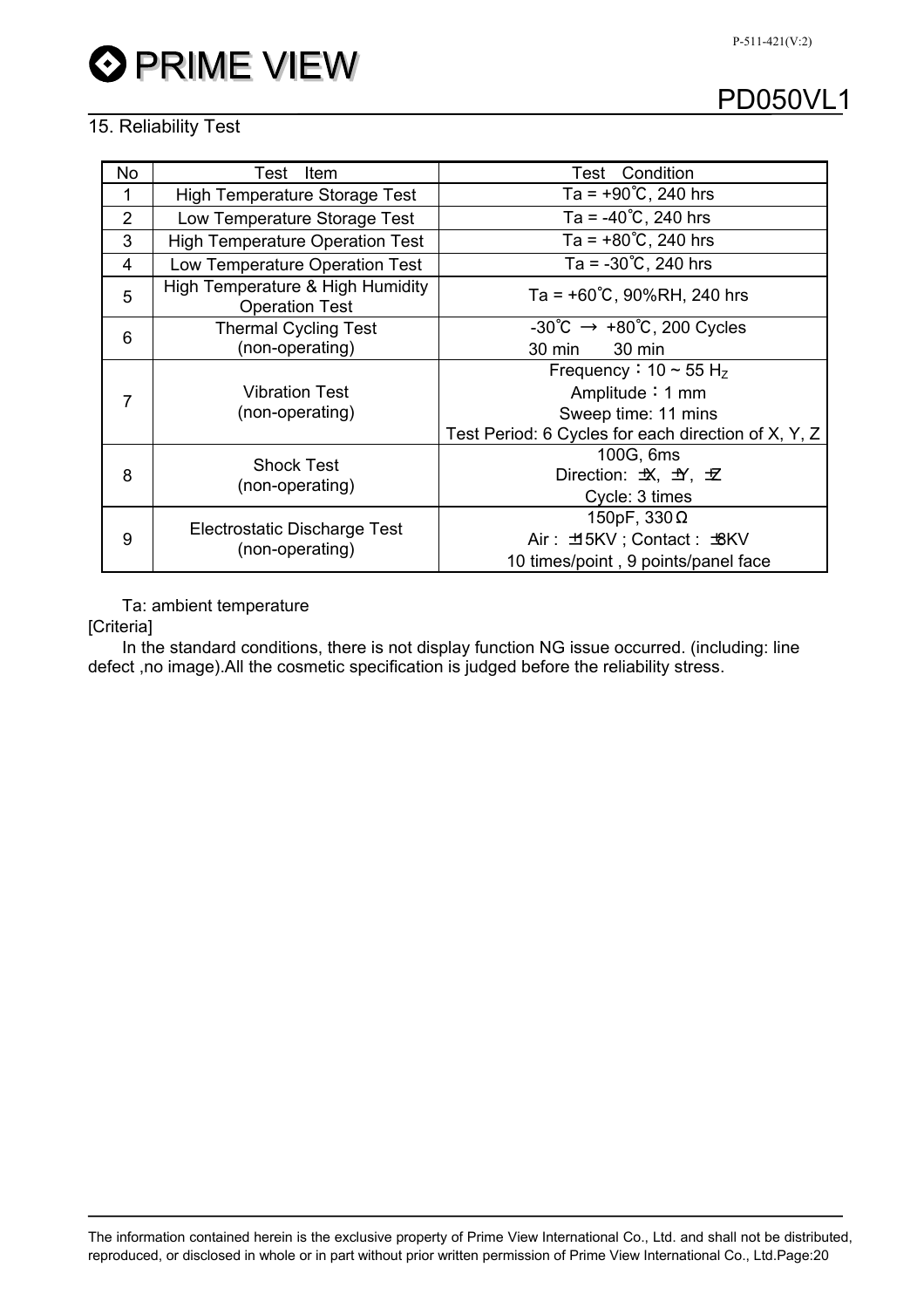## 15. Reliability Test

| No | Test Item | Test Condition |
|---|---|---|
| 1 | High Temperature Storage Test | Ta = +90℃, 240 hrs |
| 2 | Low Temperature Storage Test | Ta = -40℃, 240 hrs |
| 3 | High Temperature Operation Test | Ta = +80℃, 240 hrs |
| 4 | Low Temperature Operation Test | Ta = -30℃, 240 hrs |
| 5 | High Temperature & High Humidity Operation Test | Ta = +60℃, 90%RH, 240 hrs |
| 6 | Thermal Cycling Test (non-operating) | -30℃ → +80℃, 200 Cycles<br>30 min 30 min |
| 7 | Vibration Test (non-operating) | Frequency：10 ~ 55 $H_Z$<br>Amplitude：1 mm<br>Sweep time: 11 mins<br>Test Period: 6 Cycles for each direction of X, Y, Z |
| 8 | Shock Test (non-operating) | 100G, 6ms<br>Direction: ±X, ±Y, ±Z<br>Cycle: 3 times |
| 9 | Electrostatic Discharge Test (non-operating) | 150pF, 330Ω<br>Air : ±15KV ; Contact : ±8KV<br>10 times/point , 9 points/panel face |

Ta: ambient temperature

[Criteria]

In the standard conditions, there is not display function NG issue occurred. (including: line defect ,no image).All the cosmetic specification is judged before the reliability stress.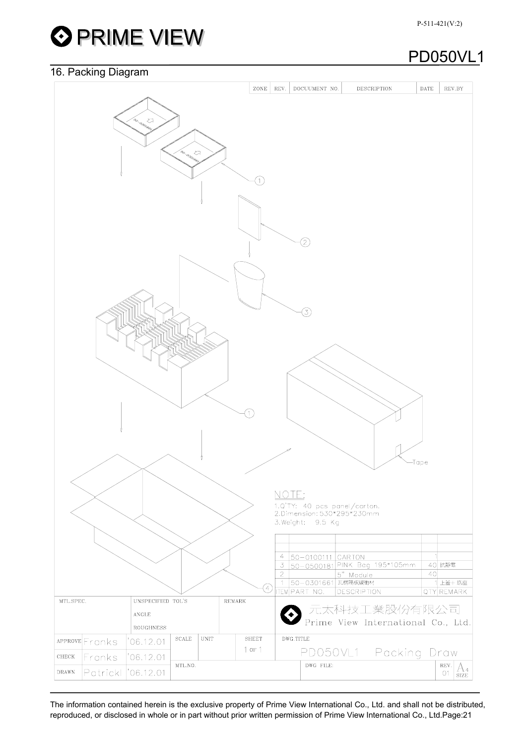## 16. Packing Diagram

| ZONE | REV. | DOCUUMENT NO. | DESCRIPTION | DATE | REV.BY |
|---|---|---|---|---|---|
| | | | | | |

1
2
3
1
Tape
4

NOTE:
1.Q'TY: 40 pcs panel/carton.
2.Dimension: 530*295*230mm
3.Weight: 9.5 Kg

| ITEM | PART NO. | DESCRIPTION | QTY | REMARK |
|---|---|---|---|---|
| 4 | 50-0100111 | CARTON | 1 | |
| 3 | 50-0500181 | PINK Bag 195*105mm | 40 | 抗靜電 |
| 2 | | 5" Module | 40 | |
| 1 | 50-0301661 | 瓦楞隔板緩衝材 | 1 | 上蓋+底座 |

| MTL.SPEC. | UNSPECIFIED TOL'S | | REMARK |
|---|---|---|---|
| | ANGLE | | |
| | ROUGHNESS | | |

元太科技工業股份有限公司
Prime View International Co., Ltd.

| | | | SCALE | UNIT | SHEET | DWG.TITLE |
|---|---|---|---|---|---|---|
| APPROVE | Franks | '06.12.01 | | | 1 OF 1 | PD050VL1 Packing Draw |
| CHECK | Franks | '06.12.01 | MTL.NO. | | | DWG FILE: |
| DRAWN | Patrickl | '06.12.01 | | | | REV. 01 A4 SIZE |